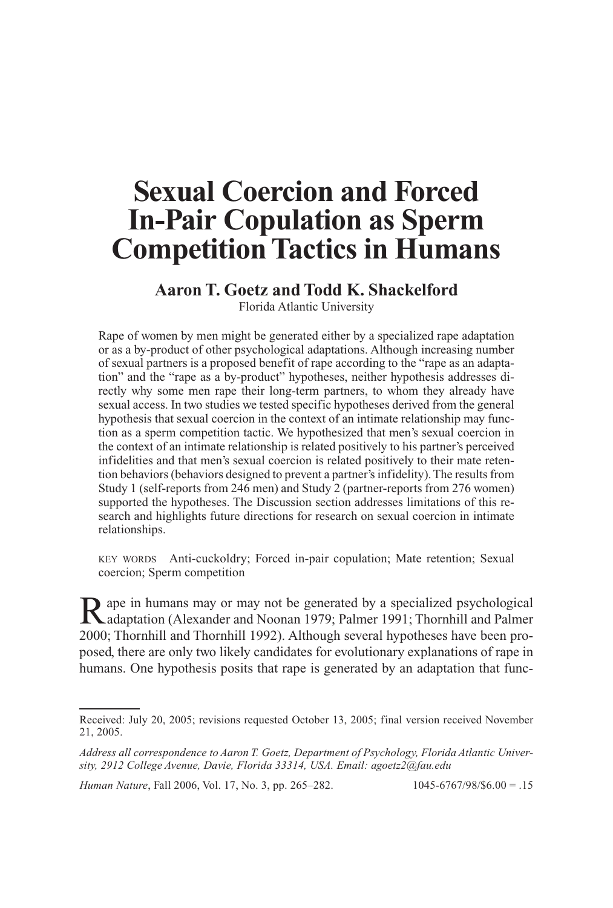# Sexual Coercion and Forced In-Pair Copulation as Sperm Competition Tactics in Humans

**Aaron T. Goetz and Todd K. Shackelford**
Florida Atlantic University

Rape of women by men might be generated either by a specialized rape adaptation or as a by-product of other psychological adaptations. Although increasing number of sexual partners is a proposed benefit of rape according to the "rape as an adaptation" and the "rape as a by-product" hypotheses, neither hypothesis addresses directly why some men rape their long-term partners, to whom they already have sexual access. In two studies we tested specific hypotheses derived from the general hypothesis that sexual coercion in the context of an intimate relationship may function as a sperm competition tactic. We hypothesized that men's sexual coercion in the context of an intimate relationship is related positively to his partner's perceived infidelities and that men's sexual coercion is related positively to their mate retention behaviors (behaviors designed to prevent a partner's infidelity). The results from Study 1 (self-reports from 246 men) and Study 2 (partner-reports from 276 women) supported the hypotheses. The Discussion section addresses limitations of this research and highlights future directions for research on sexual coercion in intimate relationships.

KEY WORDS Anti-cuckoldry; Forced in-pair copulation; Mate retention; Sexual coercion; Sperm competition

Rape in humans may or may not be generated by a specialized psychological adaptation (Alexander and Noonan 1979; Palmer 1991; Thornhill and Palmer 2000; Thornhill and Thornhill 1992). Although several hypotheses have been proposed, there are only two likely candidates for evolutionary explanations of rape in humans. One hypothesis posits that rape is generated by an adaptation that func-

---

Received: July 20, 2005; revisions requested October 13, 2005; final version received November 21, 2005.

*Address all correspondence to Aaron T. Goetz, Department of Psychology, Florida Atlantic University, 2912 College Avenue, Davie, Florida 33314, USA. Email: agoetz2@fau.edu*

*Human Nature*, Fall 2006, Vol. 17, No. 3, pp. 265–282. 1045-6767/98/$6.00 = .15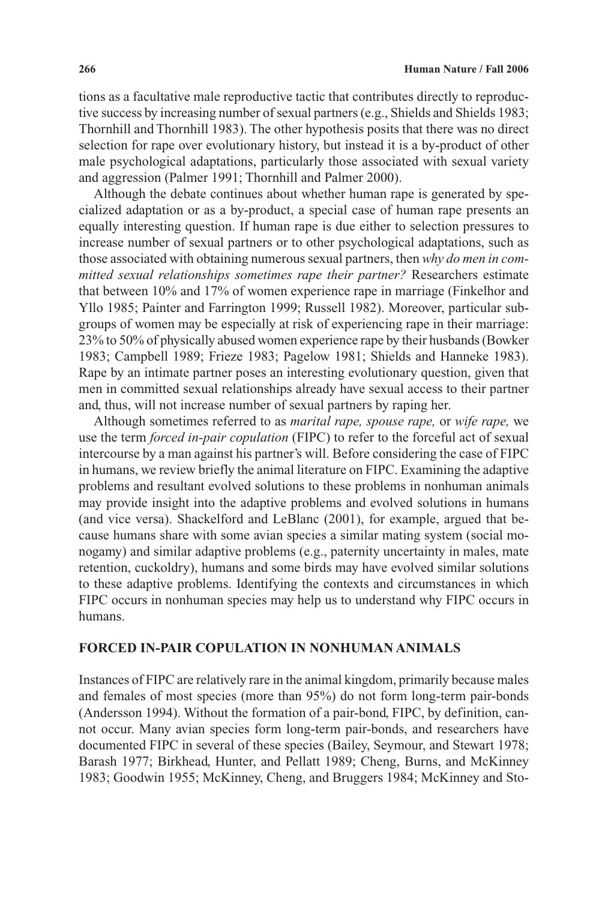tions as a facultative male reproductive tactic that contributes directly to reproductive success by increasing number of sexual partners (e.g., Shields and Shields 1983; Thornhill and Thornhill 1983). The other hypothesis posits that there was no direct selection for rape over evolutionary history, but instead it is a by-product of other male psychological adaptations, particularly those associated with sexual variety and aggression (Palmer 1991; Thornhill and Palmer 2000).

Although the debate continues about whether human rape is generated by specialized adaptation or as a by-product, a special case of human rape presents an equally interesting question. If human rape is due either to selection pressures to increase number of sexual partners or to other psychological adaptations, such as those associated with obtaining numerous sexual partners, then *why do men in committed sexual relationships sometimes rape their partner?* Researchers estimate that between 10% and 17% of women experience rape in marriage (Finkelhor and Yllo 1985; Painter and Farrington 1999; Russell 1982). Moreover, particular subgroups of women may be especially at risk of experiencing rape in their marriage: 23% to 50% of physically abused women experience rape by their husbands (Bowker 1983; Campbell 1989; Frieze 1983; Pagelow 1981; Shields and Hanneke 1983). Rape by an intimate partner poses an interesting evolutionary question, given that men in committed sexual relationships already have sexual access to their partner and, thus, will not increase number of sexual partners by raping her.

Although sometimes referred to as *marital rape, spouse rape,* or *wife rape,* we use the term *forced in-pair copulation* (FIPC) to refer to the forceful act of sexual intercourse by a man against his partner's will. Before considering the case of FIPC in humans, we review briefly the animal literature on FIPC. Examining the adaptive problems and resultant evolved solutions to these problems in nonhuman animals may provide insight into the adaptive problems and evolved solutions in humans (and vice versa). Shackelford and LeBlanc (2001), for example, argued that because humans share with some avian species a similar mating system (social monogamy) and similar adaptive problems (e.g., paternity uncertainty in males, mate retention, cuckoldry), humans and some birds may have evolved similar solutions to these adaptive problems. Identifying the contexts and circumstances in which FIPC occurs in nonhuman species may help us to understand why FIPC occurs in humans.

## FORCED IN-PAIR COPULATION IN NONHUMAN ANIMALS

Instances of FIPC are relatively rare in the animal kingdom, primarily because males and females of most species (more than 95%) do not form long-term pair-bonds (Andersson 1994). Without the formation of a pair-bond, FIPC, by definition, cannot occur. Many avian species form long-term pair-bonds, and researchers have documented FIPC in several of these species (Bailey, Seymour, and Stewart 1978; Barash 1977; Birkhead, Hunter, and Pellatt 1989; Cheng, Burns, and McKinney 1983; Goodwin 1955; McKinney, Cheng, and Bruggers 1984; McKinney and Sto-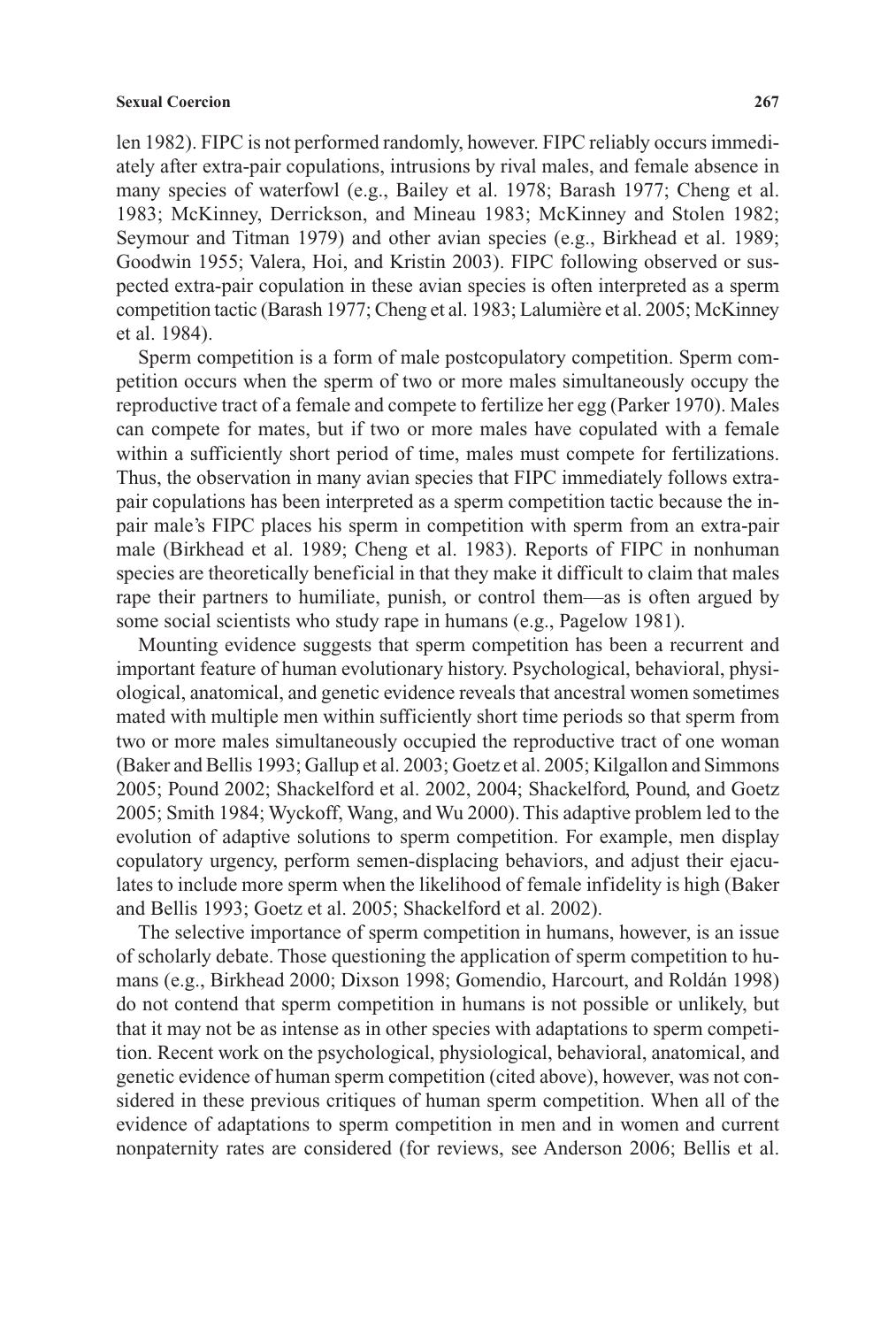len 1982). FIPC is not performed randomly, however. FIPC reliably occurs immediately after extra-pair copulations, intrusions by rival males, and female absence in many species of waterfowl (e.g., Bailey et al. 1978; Barash 1977; Cheng et al. 1983; McKinney, Derrickson, and Mineau 1983; McKinney and Stolen 1982; Seymour and Titman 1979) and other avian species (e.g., Birkhead et al. 1989; Goodwin 1955; Valera, Hoi, and Kristin 2003). FIPC following observed or suspected extra-pair copulation in these avian species is often interpreted as a sperm competition tactic (Barash 1977; Cheng et al. 1983; Lalumière et al. 2005; McKinney et al. 1984).

Sperm competition is a form of male postcopulatory competition. Sperm competition occurs when the sperm of two or more males simultaneously occupy the reproductive tract of a female and compete to fertilize her egg (Parker 1970). Males can compete for mates, but if two or more males have copulated with a female within a sufficiently short period of time, males must compete for fertilizations. Thus, the observation in many avian species that FIPC immediately follows extra-pair copulations has been interpreted as a sperm competition tactic because the in-pair male's FIPC places his sperm in competition with sperm from an extra-pair male (Birkhead et al. 1989; Cheng et al. 1983). Reports of FIPC in nonhuman species are theoretically beneficial in that they make it difficult to claim that males rape their partners to humiliate, punish, or control them—as is often argued by some social scientists who study rape in humans (e.g., Pagelow 1981).

Mounting evidence suggests that sperm competition has been a recurrent and important feature of human evolutionary history. Psychological, behavioral, physiological, anatomical, and genetic evidence reveals that ancestral women sometimes mated with multiple men within sufficiently short time periods so that sperm from two or more males simultaneously occupied the reproductive tract of one woman (Baker and Bellis 1993; Gallup et al. 2003; Goetz et al. 2005; Kilgallon and Simmons 2005; Pound 2002; Shackelford et al. 2002, 2004; Shackelford, Pound, and Goetz 2005; Smith 1984; Wyckoff, Wang, and Wu 2000). This adaptive problem led to the evolution of adaptive solutions to sperm competition. For example, men display copulatory urgency, perform semen-displacing behaviors, and adjust their ejaculates to include more sperm when the likelihood of female infidelity is high (Baker and Bellis 1993; Goetz et al. 2005; Shackelford et al. 2002).

The selective importance of sperm competition in humans, however, is an issue of scholarly debate. Those questioning the application of sperm competition to humans (e.g., Birkhead 2000; Dixson 1998; Gomendio, Harcourt, and Roldán 1998) do not contend that sperm competition in humans is not possible or unlikely, but that it may not be as intense as in other species with adaptations to sperm competition. Recent work on the psychological, physiological, behavioral, anatomical, and genetic evidence of human sperm competition (cited above), however, was not considered in these previous critiques of human sperm competition. When all of the evidence of adaptations to sperm competition in men and in women and current nonpaternity rates are considered (for reviews, see Anderson 2006; Bellis et al.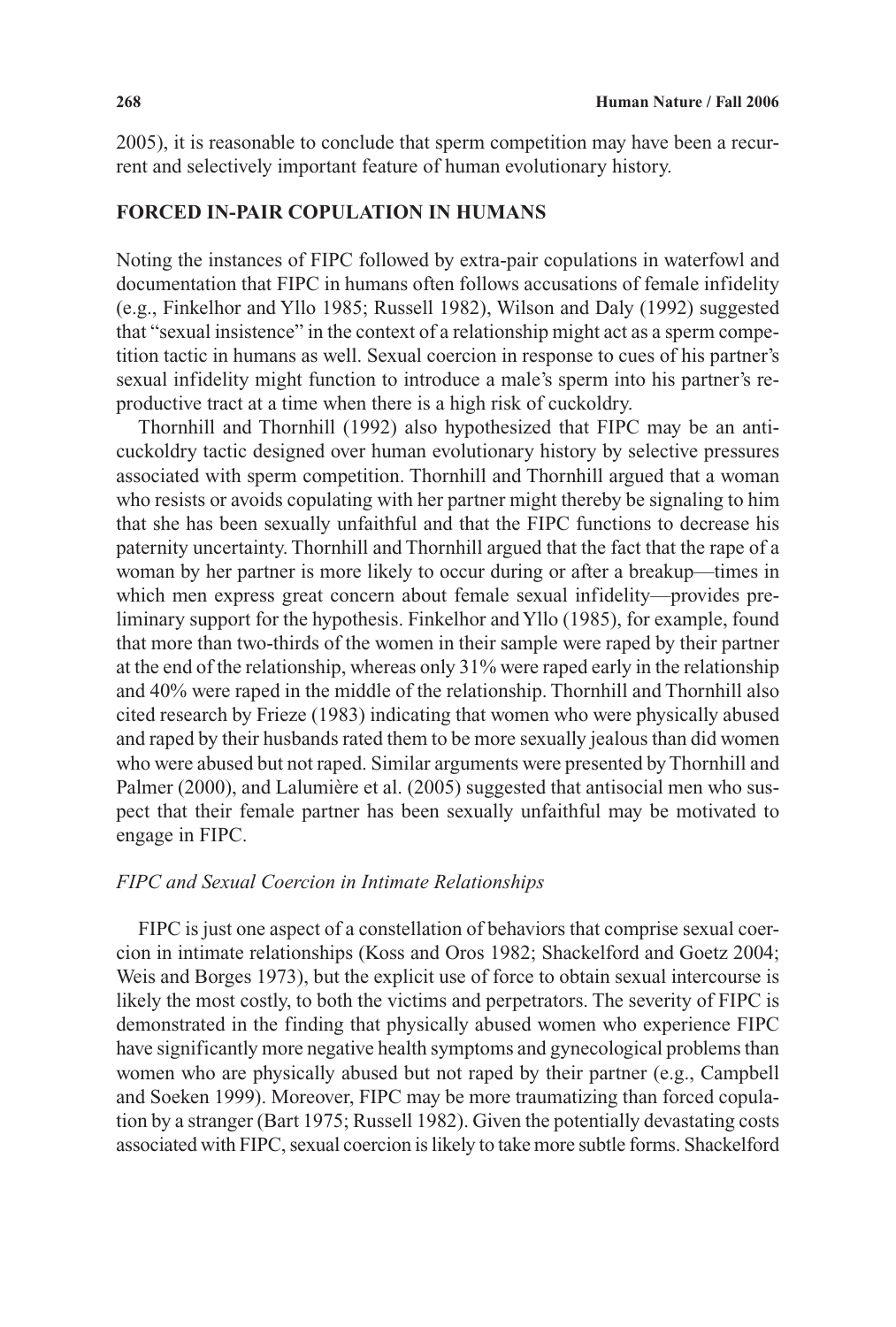2005), it is reasonable to conclude that sperm competition may have been a recurrent and selectively important feature of human evolutionary history.

## FORCED IN-PAIR COPULATION IN HUMANS

Noting the instances of FIPC followed by extra-pair copulations in waterfowl and documentation that FIPC in humans often follows accusations of female infidelity (e.g., Finkelhor and Yllo 1985; Russell 1982), Wilson and Daly (1992) suggested that "sexual insistence" in the context of a relationship might act as a sperm competition tactic in humans as well. Sexual coercion in response to cues of his partner's sexual infidelity might function to introduce a male's sperm into his partner's reproductive tract at a time when there is a high risk of cuckoldry.

Thornhill and Thornhill (1992) also hypothesized that FIPC may be an anti-cuckoldry tactic designed over human evolutionary history by selective pressures associated with sperm competition. Thornhill and Thornhill argued that a woman who resists or avoids copulating with her partner might thereby be signaling to him that she has been sexually unfaithful and that the FIPC functions to decrease his paternity uncertainty. Thornhill and Thornhill argued that the fact that the rape of a woman by her partner is more likely to occur during or after a breakup—times in which men express great concern about female sexual infidelity—provides preliminary support for the hypothesis. Finkelhor and Yllo (1985), for example, found that more than two-thirds of the women in their sample were raped by their partner at the end of the relationship, whereas only 31% were raped early in the relationship and 40% were raped in the middle of the relationship. Thornhill and Thornhill also cited research by Frieze (1983) indicating that women who were physically abused and raped by their husbands rated them to be more sexually jealous than did women who were abused but not raped. Similar arguments were presented by Thornhill and Palmer (2000), and Lalumière et al. (2005) suggested that antisocial men who suspect that their female partner has been sexually unfaithful may be motivated to engage in FIPC.

### *FIPC and Sexual Coercion in Intimate Relationships*

FIPC is just one aspect of a constellation of behaviors that comprise sexual coercion in intimate relationships (Koss and Oros 1982; Shackelford and Goetz 2004; Weis and Borges 1973), but the explicit use of force to obtain sexual intercourse is likely the most costly, to both the victims and perpetrators. The severity of FIPC is demonstrated in the finding that physically abused women who experience FIPC have significantly more negative health symptoms and gynecological problems than women who are physically abused but not raped by their partner (e.g., Campbell and Soeken 1999). Moreover, FIPC may be more traumatizing than forced copulation by a stranger (Bart 1975; Russell 1982). Given the potentially devastating costs associated with FIPC, sexual coercion is likely to take more subtle forms. Shackelford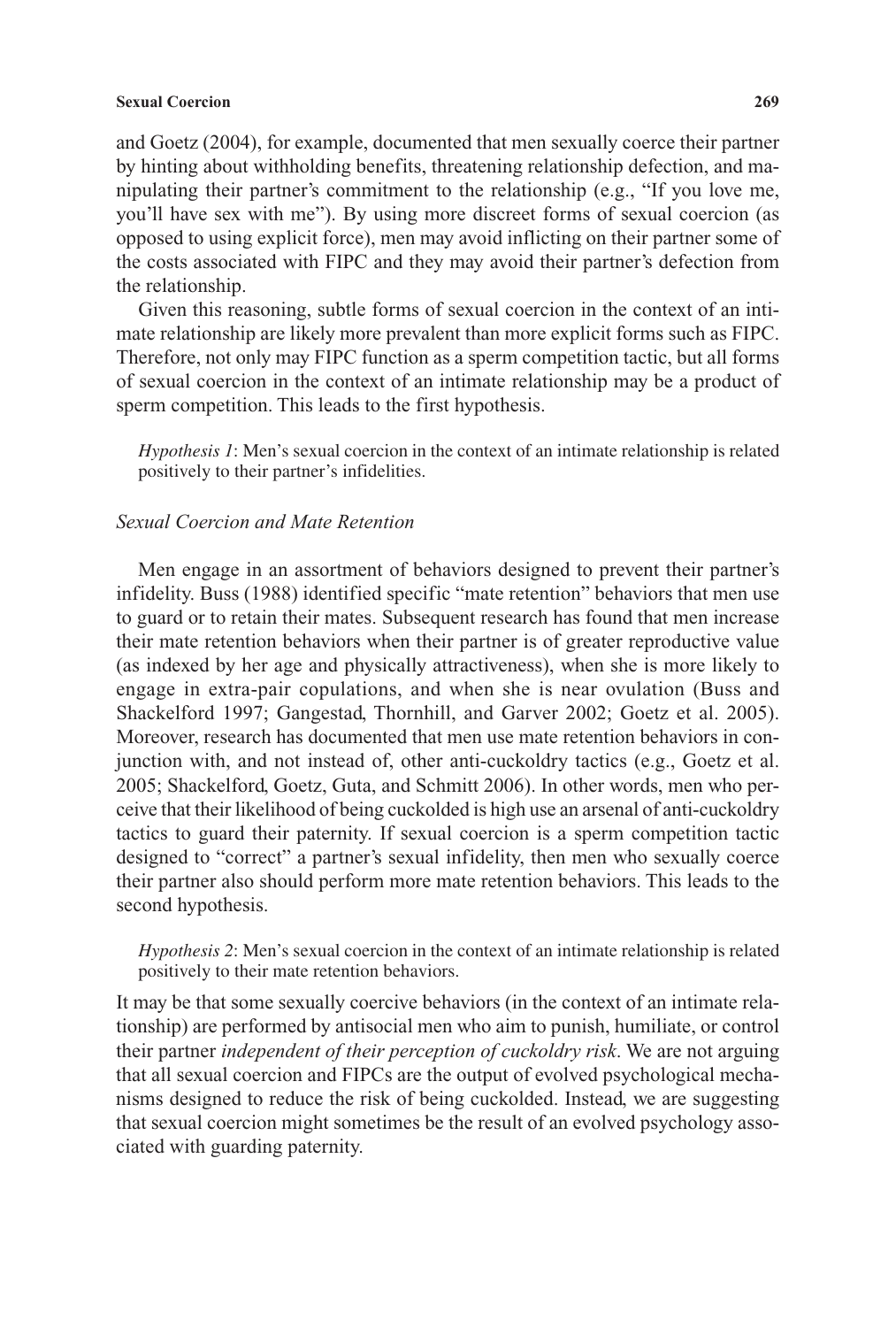and Goetz (2004), for example, documented that men sexually coerce their partner by hinting about withholding benefits, threatening relationship defection, and manipulating their partner's commitment to the relationship (e.g., "If you love me, you'll have sex with me"). By using more discreet forms of sexual coercion (as opposed to using explicit force), men may avoid inflicting on their partner some of the costs associated with FIPC and they may avoid their partner's defection from the relationship.

Given this reasoning, subtle forms of sexual coercion in the context of an intimate relationship are likely more prevalent than more explicit forms such as FIPC. Therefore, not only may FIPC function as a sperm competition tactic, but all forms of sexual coercion in the context of an intimate relationship may be a product of sperm competition. This leads to the first hypothesis.

> *Hypothesis 1*: Men's sexual coercion in the context of an intimate relationship is related positively to their partner's infidelities.

### *Sexual Coercion and Mate Retention*

Men engage in an assortment of behaviors designed to prevent their partner's infidelity. Buss (1988) identified specific "mate retention" behaviors that men use to guard or to retain their mates. Subsequent research has found that men increase their mate retention behaviors when their partner is of greater reproductive value (as indexed by her age and physically attractiveness), when she is more likely to engage in extra-pair copulations, and when she is near ovulation (Buss and Shackelford 1997; Gangestad, Thornhill, and Garver 2002; Goetz et al. 2005). Moreover, research has documented that men use mate retention behaviors in conjunction with, and not instead of, other anti-cuckoldry tactics (e.g., Goetz et al. 2005; Shackelford, Goetz, Guta, and Schmitt 2006). In other words, men who perceive that their likelihood of being cuckolded is high use an arsenal of anti-cuckoldry tactics to guard their paternity. If sexual coercion is a sperm competition tactic designed to "correct" a partner's sexual infidelity, then men who sexually coerce their partner also should perform more mate retention behaviors. This leads to the second hypothesis.

> *Hypothesis 2*: Men's sexual coercion in the context of an intimate relationship is related positively to their mate retention behaviors.

It may be that some sexually coercive behaviors (in the context of an intimate relationship) are performed by antisocial men who aim to punish, humiliate, or control their partner *independent of their perception of cuckoldry risk*. We are not arguing that all sexual coercion and FIPCs are the output of evolved psychological mechanisms designed to reduce the risk of being cuckolded. Instead, we are suggesting that sexual coercion might sometimes be the result of an evolved psychology associated with guarding paternity.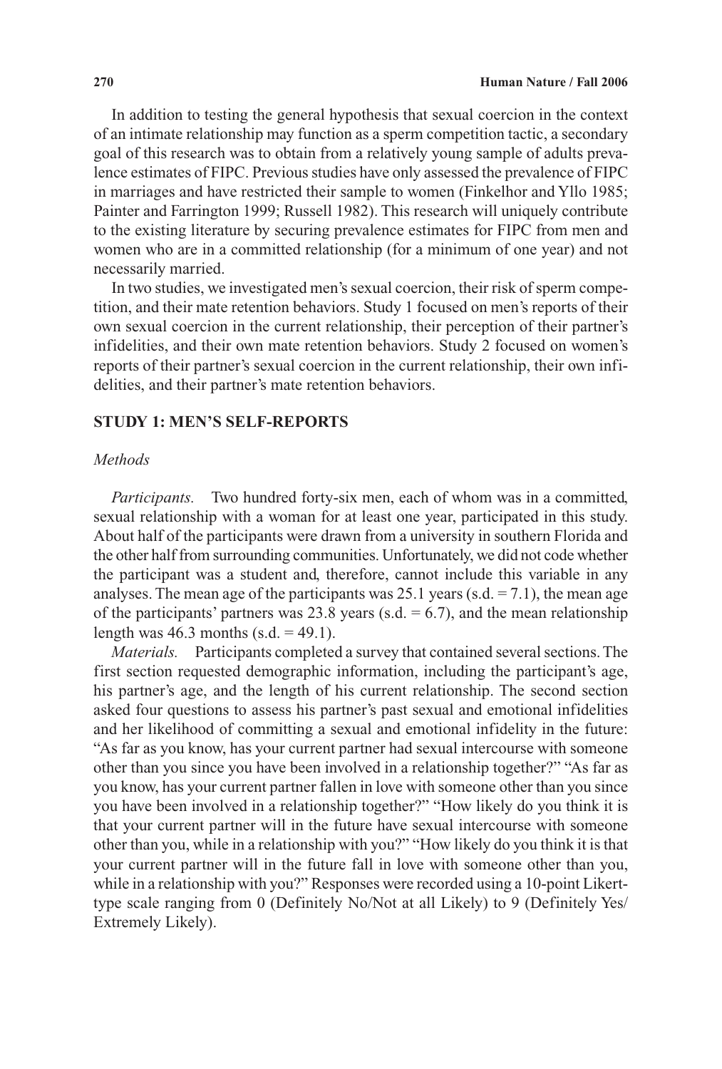In addition to testing the general hypothesis that sexual coercion in the context of an intimate relationship may function as a sperm competition tactic, a secondary goal of this research was to obtain from a relatively young sample of adults prevalence estimates of FIPC. Previous studies have only assessed the prevalence of FIPC in marriages and have restricted their sample to women (Finkelhor and Yllo 1985; Painter and Farrington 1999; Russell 1982). This research will uniquely contribute to the existing literature by securing prevalence estimates for FIPC from men and women who are in a committed relationship (for a minimum of one year) and not necessarily married.

In two studies, we investigated men's sexual coercion, their risk of sperm competition, and their mate retention behaviors. Study 1 focused on men's reports of their own sexual coercion in the current relationship, their perception of their partner's infidelities, and their own mate retention behaviors. Study 2 focused on women's reports of their partner's sexual coercion in the current relationship, their own infidelities, and their partner's mate retention behaviors.

## STUDY 1: MEN'S SELF-REPORTS

### *Methods*

*Participants.* Two hundred forty-six men, each of whom was in a committed, sexual relationship with a woman for at least one year, participated in this study. About half of the participants were drawn from a university in southern Florida and the other half from surrounding communities. Unfortunately, we did not code whether the participant was a student and, therefore, cannot include this variable in any analyses. The mean age of the participants was 25.1 years (s.d. = 7.1), the mean age of the participants' partners was 23.8 years (s.d. = 6.7), and the mean relationship length was 46.3 months (s.d. = 49.1).

*Materials.* Participants completed a survey that contained several sections. The first section requested demographic information, including the participant's age, his partner's age, and the length of his current relationship. The second section asked four questions to assess his partner's past sexual and emotional infidelities and her likelihood of committing a sexual and emotional infidelity in the future: "As far as you know, has your current partner had sexual intercourse with someone other than you since you have been involved in a relationship together?" "As far as you know, has your current partner fallen in love with someone other than you since you have been involved in a relationship together?" "How likely do you think it is that your current partner will in the future have sexual intercourse with someone other than you, while in a relationship with you?" "How likely do you think it is that your current partner will in the future fall in love with someone other than you, while in a relationship with you?" Responses were recorded using a 10-point Likert-type scale ranging from 0 (Definitely No/Not at all Likely) to 9 (Definitely Yes/Extremely Likely).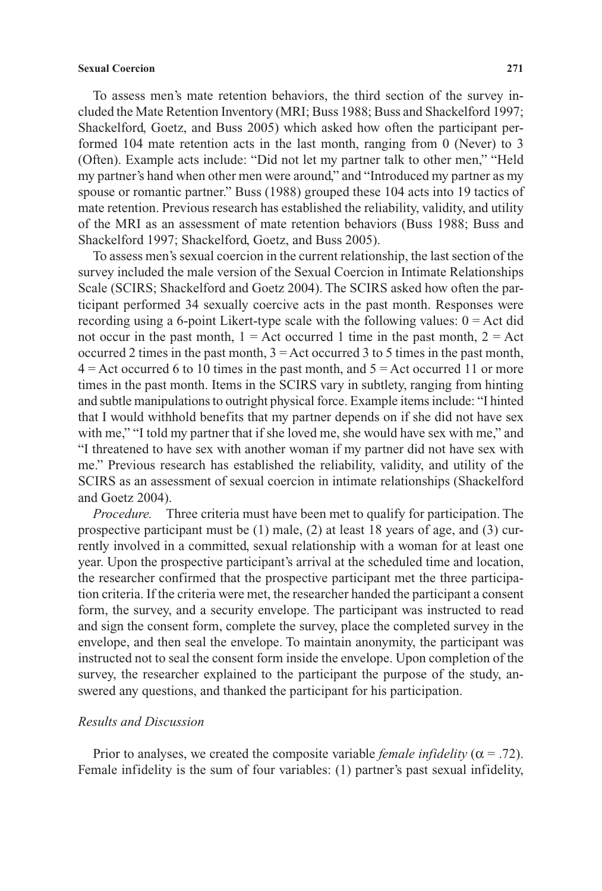To assess men's mate retention behaviors, the third section of the survey included the Mate Retention Inventory (MRI; Buss 1988; Buss and Shackelford 1997; Shackelford, Goetz, and Buss 2005) which asked how often the participant performed 104 mate retention acts in the last month, ranging from 0 (Never) to 3 (Often). Example acts include: "Did not let my partner talk to other men," "Held my partner's hand when other men were around," and "Introduced my partner as my spouse or romantic partner." Buss (1988) grouped these 104 acts into 19 tactics of mate retention. Previous research has established the reliability, validity, and utility of the MRI as an assessment of mate retention behaviors (Buss 1988; Buss and Shackelford 1997; Shackelford, Goetz, and Buss 2005).

To assess men's sexual coercion in the current relationship, the last section of the survey included the male version of the Sexual Coercion in Intimate Relationships Scale (SCIRS; Shackelford and Goetz 2004). The SCIRS asked how often the participant performed 34 sexually coercive acts in the past month. Responses were recording using a 6-point Likert-type scale with the following values: 0 = Act did not occur in the past month, 1 = Act occurred 1 time in the past month, 2 = Act occurred 2 times in the past month, 3 = Act occurred 3 to 5 times in the past month, 4 = Act occurred 6 to 10 times in the past month, and 5 = Act occurred 11 or more times in the past month. Items in the SCIRS vary in subtlety, ranging from hinting and subtle manipulations to outright physical force. Example items include: "I hinted that I would withhold benefits that my partner depends on if she did not have sex with me," "I told my partner that if she loved me, she would have sex with me," and "I threatened to have sex with another woman if my partner did not have sex with me." Previous research has established the reliability, validity, and utility of the SCIRS as an assessment of sexual coercion in intimate relationships (Shackelford and Goetz 2004).

*Procedure.* Three criteria must have been met to qualify for participation. The prospective participant must be (1) male, (2) at least 18 years of age, and (3) currently involved in a committed, sexual relationship with a woman for at least one year. Upon the prospective participant's arrival at the scheduled time and location, the researcher confirmed that the prospective participant met the three participation criteria. If the criteria were met, the researcher handed the participant a consent form, the survey, and a security envelope. The participant was instructed to read and sign the consent form, complete the survey, place the completed survey in the envelope, and then seal the envelope. To maintain anonymity, the participant was instructed not to seal the consent form inside the envelope. Upon completion of the survey, the researcher explained to the participant the purpose of the study, answered any questions, and thanked the participant for his participation.

### *Results and Discussion*

Prior to analyses, we created the composite variable *female infidelity* ($\alpha = .72$). Female infidelity is the sum of four variables: (1) partner's past sexual infidelity,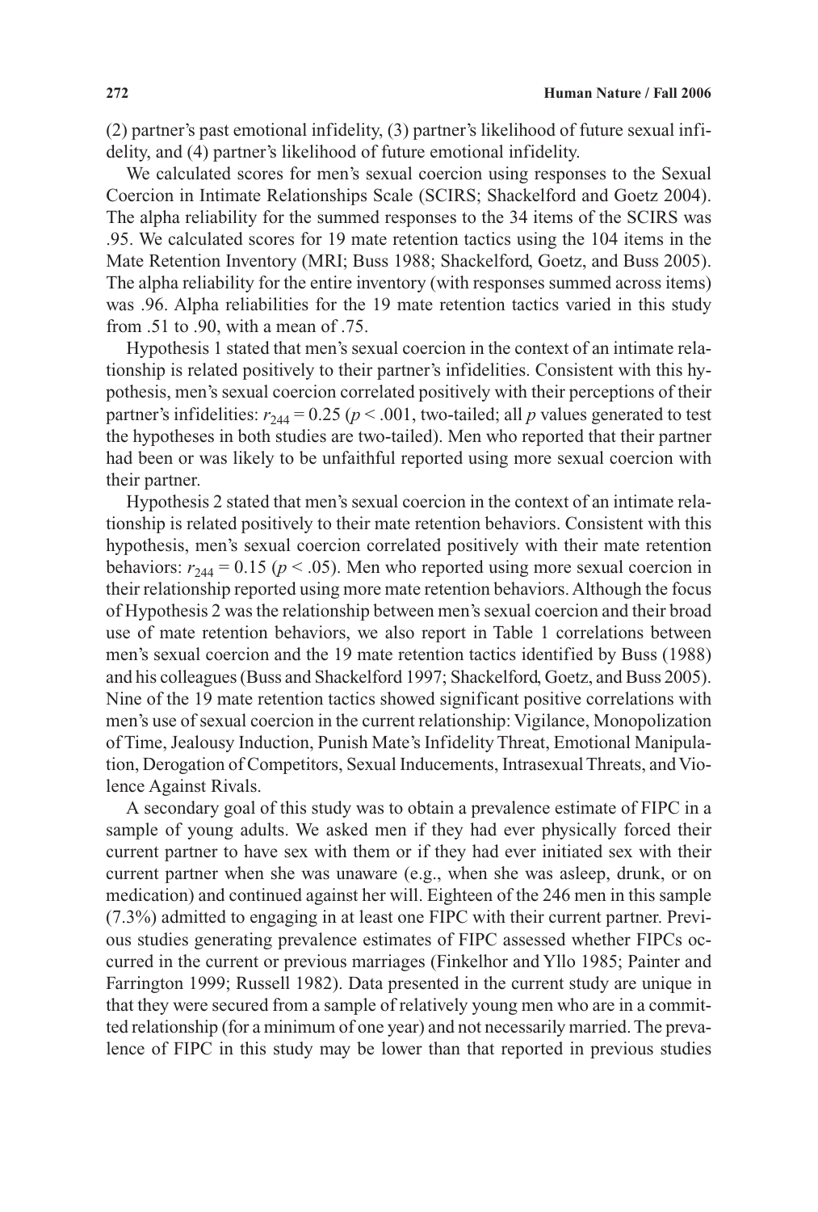(2) partner's past emotional infidelity, (3) partner's likelihood of future sexual infidelity, and (4) partner's likelihood of future emotional infidelity.

We calculated scores for men's sexual coercion using responses to the Sexual Coercion in Intimate Relationships Scale (SCIRS; Shackelford and Goetz 2004). The alpha reliability for the summed responses to the 34 items of the SCIRS was .95. We calculated scores for 19 mate retention tactics using the 104 items in the Mate Retention Inventory (MRI; Buss 1988; Shackelford, Goetz, and Buss 2005). The alpha reliability for the entire inventory (with responses summed across items) was .96. Alpha reliabilities for the 19 mate retention tactics varied in this study from .51 to .90, with a mean of .75.

Hypothesis 1 stated that men's sexual coercion in the context of an intimate relationship is related positively to their partner's infidelities. Consistent with this hypothesis, men's sexual coercion correlated positively with their perceptions of their partner's infidelities: $r_{244} = 0.25$ ($p < .001$, two-tailed; all $p$ values generated to test the hypotheses in both studies are two-tailed). Men who reported that their partner had been or was likely to be unfaithful reported using more sexual coercion with their partner.

Hypothesis 2 stated that men's sexual coercion in the context of an intimate relationship is related positively to their mate retention behaviors. Consistent with this hypothesis, men's sexual coercion correlated positively with their mate retention behaviors: $r_{244} = 0.15$ ($p < .05$). Men who reported using more sexual coercion in their relationship reported using more mate retention behaviors. Although the focus of Hypothesis 2 was the relationship between men's sexual coercion and their broad use of mate retention behaviors, we also report in Table 1 correlations between men's sexual coercion and the 19 mate retention tactics identified by Buss (1988) and his colleagues (Buss and Shackelford 1997; Shackelford, Goetz, and Buss 2005). Nine of the 19 mate retention tactics showed significant positive correlations with men's use of sexual coercion in the current relationship: Vigilance, Monopolization of Time, Jealousy Induction, Punish Mate's Infidelity Threat, Emotional Manipulation, Derogation of Competitors, Sexual Inducements, Intrasexual Threats, and Violence Against Rivals.

A secondary goal of this study was to obtain a prevalence estimate of FIPC in a sample of young adults. We asked men if they had ever physically forced their current partner to have sex with them or if they had ever initiated sex with their current partner when she was unaware (e.g., when she was asleep, drunk, or on medication) and continued against her will. Eighteen of the 246 men in this sample (7.3%) admitted to engaging in at least one FIPC with their current partner. Previous studies generating prevalence estimates of FIPC assessed whether FIPCs occurred in the current or previous marriages (Finkelhor and Yllo 1985; Painter and Farrington 1999; Russell 1982). Data presented in the current study are unique in that they were secured from a sample of relatively young men who are in a committed relationship (for a minimum of one year) and not necessarily married. The prevalence of FIPC in this study may be lower than that reported in previous studies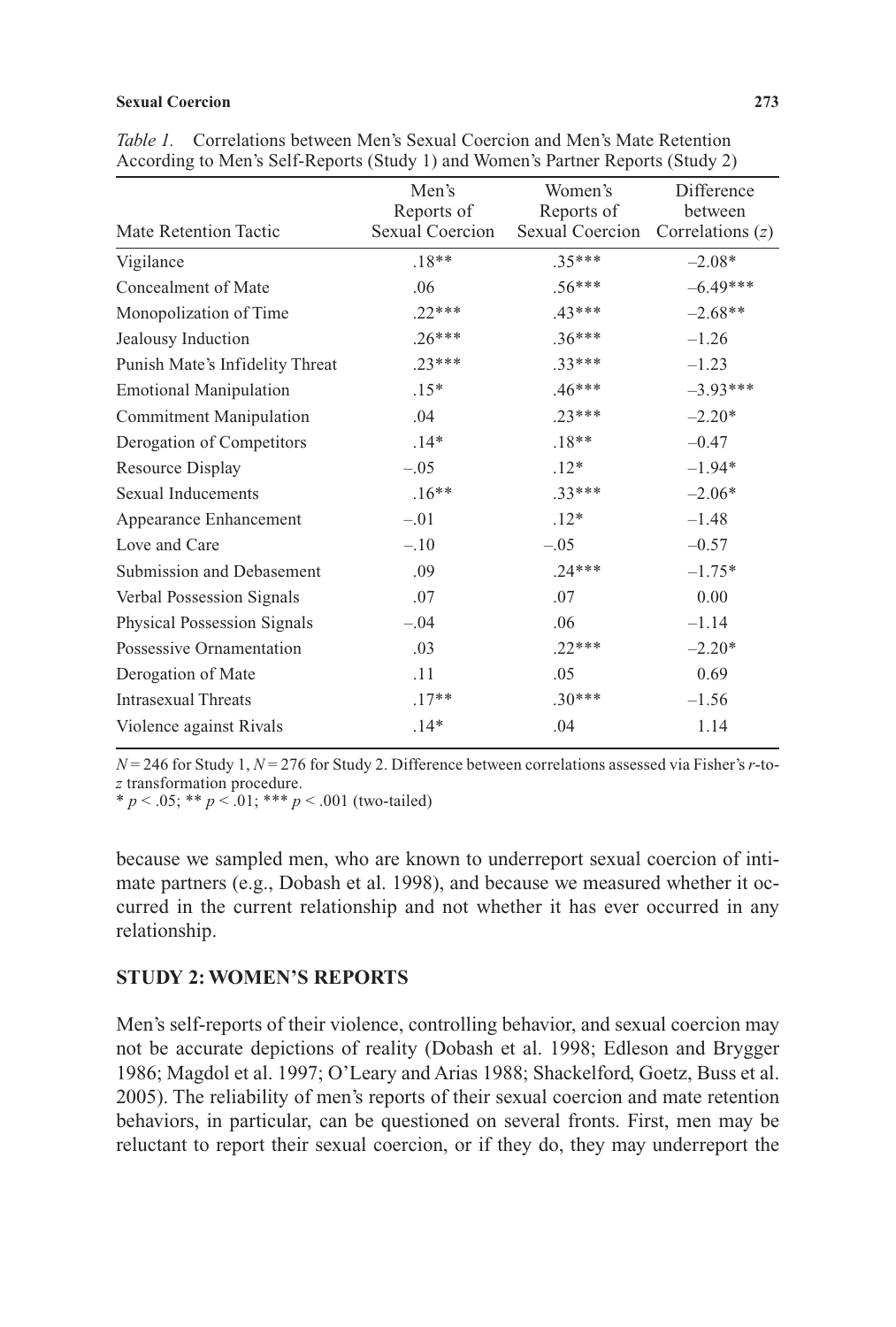*Table 1.* Correlations between Men's Sexual Coercion and Men's Mate Retention According to Men's Self-Reports (Study 1) and Women's Partner Reports (Study 2)

| Mate Retention Tactic | Men's Reports of Sexual Coercion | Women's Reports of Sexual Coercion | Difference between Correlations ($z$) |
|---|---|---|---|
| Vigilance | .18** | .35*** | –2.08* |
| Concealment of Mate | .06 | .56*** | –6.49*** |
| Monopolization of Time | .22*** | .43*** | –2.68** |
| Jealousy Induction | .26*** | .36*** | –1.26 |
| Punish Mate's Infidelity Threat | .23*** | .33*** | –1.23 |
| Emotional Manipulation | .15* | .46*** | –3.93*** |
| Commitment Manipulation | .04 | .23*** | –2.20* |
| Derogation of Competitors | .14* | .18** | –0.47 |
| Resource Display | –.05 | .12* | –1.94* |
| Sexual Inducements | .16** | .33*** | –2.06* |
| Appearance Enhancement | –.01 | .12* | –1.48 |
| Love and Care | –.10 | –.05 | –0.57 |
| Submission and Debasement | .09 | .24*** | –1.75* |
| Verbal Possession Signals | .07 | .07 | 0.00 |
| Physical Possession Signals | –.04 | .06 | –1.14 |
| Possessive Ornamentation | .03 | .22*** | –2.20* |
| Derogation of Mate | .11 | .05 | 0.69 |
| Intrasexual Threats | .17** | .30*** | –1.56 |
| Violence against Rivals | .14* | .04 | 1.14 |

$N = 246$ for Study 1, $N = 276$ for Study 2. Difference between correlations assessed via Fisher's $r$-to-$z$ transformation procedure.
* $p < .05$; ** $p < .01$; *** $p < .001$ (two-tailed)

because we sampled men, who are known to underreport sexual coercion of intimate partners (e.g., Dobash et al. 1998), and because we measured whether it occurred in the current relationship and not whether it has ever occurred in any relationship.

## STUDY 2: WOMEN'S REPORTS

Men's self-reports of their violence, controlling behavior, and sexual coercion may not be accurate depictions of reality (Dobash et al. 1998; Edleson and Brygger 1986; Magdol et al. 1997; O'Leary and Arias 1988; Shackelford, Goetz, Buss et al. 2005). The reliability of men's reports of their sexual coercion and mate retention behaviors, in particular, can be questioned on several fronts. First, men may be reluctant to report their sexual coercion, or if they do, they may underreport the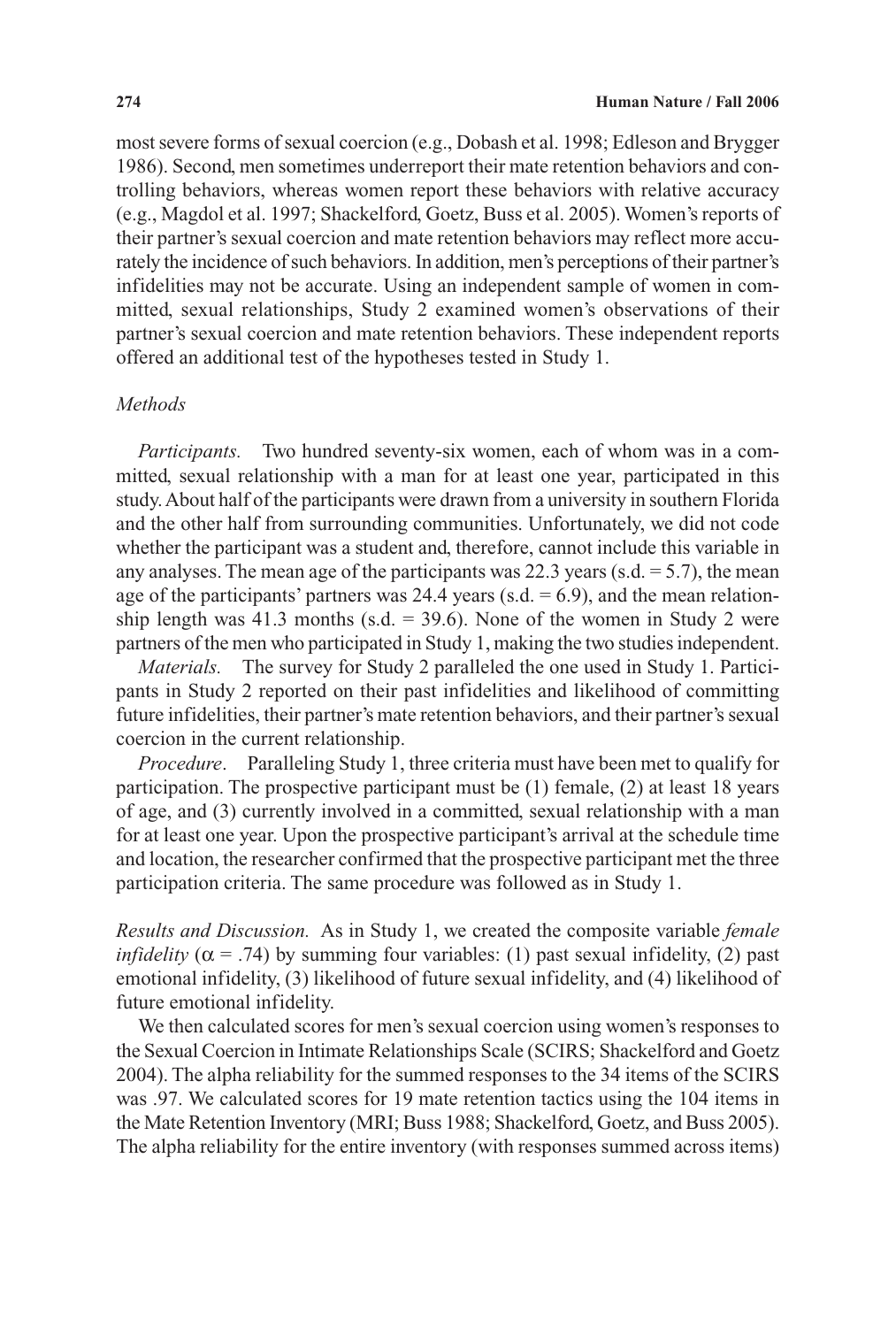most severe forms of sexual coercion (e.g., Dobash et al. 1998; Edleson and Brygger 1986). Second, men sometimes underreport their mate retention behaviors and controlling behaviors, whereas women report these behaviors with relative accuracy (e.g., Magdol et al. 1997; Shackelford, Goetz, Buss et al. 2005). Women's reports of their partner's sexual coercion and mate retention behaviors may reflect more accurately the incidence of such behaviors. In addition, men's perceptions of their partner's infidelities may not be accurate. Using an independent sample of women in committed, sexual relationships, Study 2 examined women's observations of their partner's sexual coercion and mate retention behaviors. These independent reports offered an additional test of the hypotheses tested in Study 1.

### *Methods*

*Participants.* Two hundred seventy-six women, each of whom was in a committed, sexual relationship with a man for at least one year, participated in this study. About half of the participants were drawn from a university in southern Florida and the other half from surrounding communities. Unfortunately, we did not code whether the participant was a student and, therefore, cannot include this variable in any analyses. The mean age of the participants was 22.3 years (s.d. = 5.7), the mean age of the participants' partners was 24.4 years (s.d. = 6.9), and the mean relationship length was 41.3 months (s.d. = 39.6). None of the women in Study 2 were partners of the men who participated in Study 1, making the two studies independent.

*Materials.* The survey for Study 2 paralleled the one used in Study 1. Participants in Study 2 reported on their past infidelities and likelihood of committing future infidelities, their partner's mate retention behaviors, and their partner's sexual coercion in the current relationship.

*Procedure*. Paralleling Study 1, three criteria must have been met to qualify for participation. The prospective participant must be (1) female, (2) at least 18 years of age, and (3) currently involved in a committed, sexual relationship with a man for at least one year. Upon the prospective participant's arrival at the schedule time and location, the researcher confirmed that the prospective participant met the three participation criteria. The same procedure was followed as in Study 1.

*Results and Discussion.* As in Study 1, we created the composite variable *female infidelity* ($\alpha = .74$) by summing four variables: (1) past sexual infidelity, (2) past emotional infidelity, (3) likelihood of future sexual infidelity, and (4) likelihood of future emotional infidelity.

We then calculated scores for men's sexual coercion using women's responses to the Sexual Coercion in Intimate Relationships Scale (SCIRS; Shackelford and Goetz 2004). The alpha reliability for the summed responses to the 34 items of the SCIRS was .97. We calculated scores for 19 mate retention tactics using the 104 items in the Mate Retention Inventory (MRI; Buss 1988; Shackelford, Goetz, and Buss 2005). The alpha reliability for the entire inventory (with responses summed across items)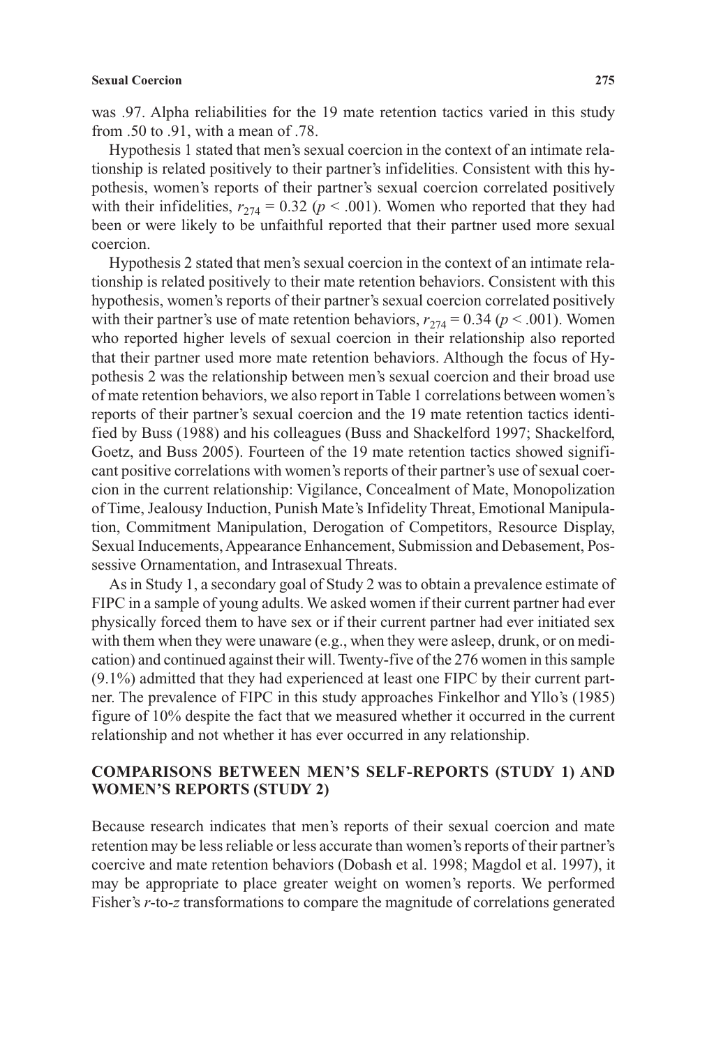was .97. Alpha reliabilities for the 19 mate retention tactics varied in this study from .50 to .91, with a mean of .78.

Hypothesis 1 stated that men's sexual coercion in the context of an intimate relationship is related positively to their partner's infidelities. Consistent with this hypothesis, women's reports of their partner's sexual coercion correlated positively with their infidelities, $r_{274} = 0.32$ ($p < .001$). Women who reported that they had been or were likely to be unfaithful reported that their partner used more sexual coercion.

Hypothesis 2 stated that men's sexual coercion in the context of an intimate relationship is related positively to their mate retention behaviors. Consistent with this hypothesis, women's reports of their partner's sexual coercion correlated positively with their partner's use of mate retention behaviors, $r_{274} = 0.34$ ($p < .001$). Women who reported higher levels of sexual coercion in their relationship also reported that their partner used more mate retention behaviors. Although the focus of Hypothesis 2 was the relationship between men's sexual coercion and their broad use of mate retention behaviors, we also report in Table 1 correlations between women's reports of their partner's sexual coercion and the 19 mate retention tactics identified by Buss (1988) and his colleagues (Buss and Shackelford 1997; Shackelford, Goetz, and Buss 2005). Fourteen of the 19 mate retention tactics showed significant positive correlations with women's reports of their partner's use of sexual coercion in the current relationship: Vigilance, Concealment of Mate, Monopolization of Time, Jealousy Induction, Punish Mate's Infidelity Threat, Emotional Manipulation, Commitment Manipulation, Derogation of Competitors, Resource Display, Sexual Inducements, Appearance Enhancement, Submission and Debasement, Possessive Ornamentation, and Intrasexual Threats.

As in Study 1, a secondary goal of Study 2 was to obtain a prevalence estimate of FIPC in a sample of young adults. We asked women if their current partner had ever physically forced them to have sex or if their current partner had ever initiated sex with them when they were unaware (e.g., when they were asleep, drunk, or on medication) and continued against their will. Twenty-five of the 276 women in this sample (9.1%) admitted that they had experienced at least one FIPC by their current partner. The prevalence of FIPC in this study approaches Finkelhor and Yllo's (1985) figure of 10% despite the fact that we measured whether it occurred in the current relationship and not whether it has ever occurred in any relationship.

## COMPARISONS BETWEEN MEN'S SELF-REPORTS (STUDY 1) AND WOMEN'S REPORTS (STUDY 2)

Because research indicates that men's reports of their sexual coercion and mate retention may be less reliable or less accurate than women's reports of their partner's coercive and mate retention behaviors (Dobash et al. 1998; Magdol et al. 1997), it may be appropriate to place greater weight on women's reports. We performed Fisher's $r$-to-$z$ transformations to compare the magnitude of correlations generated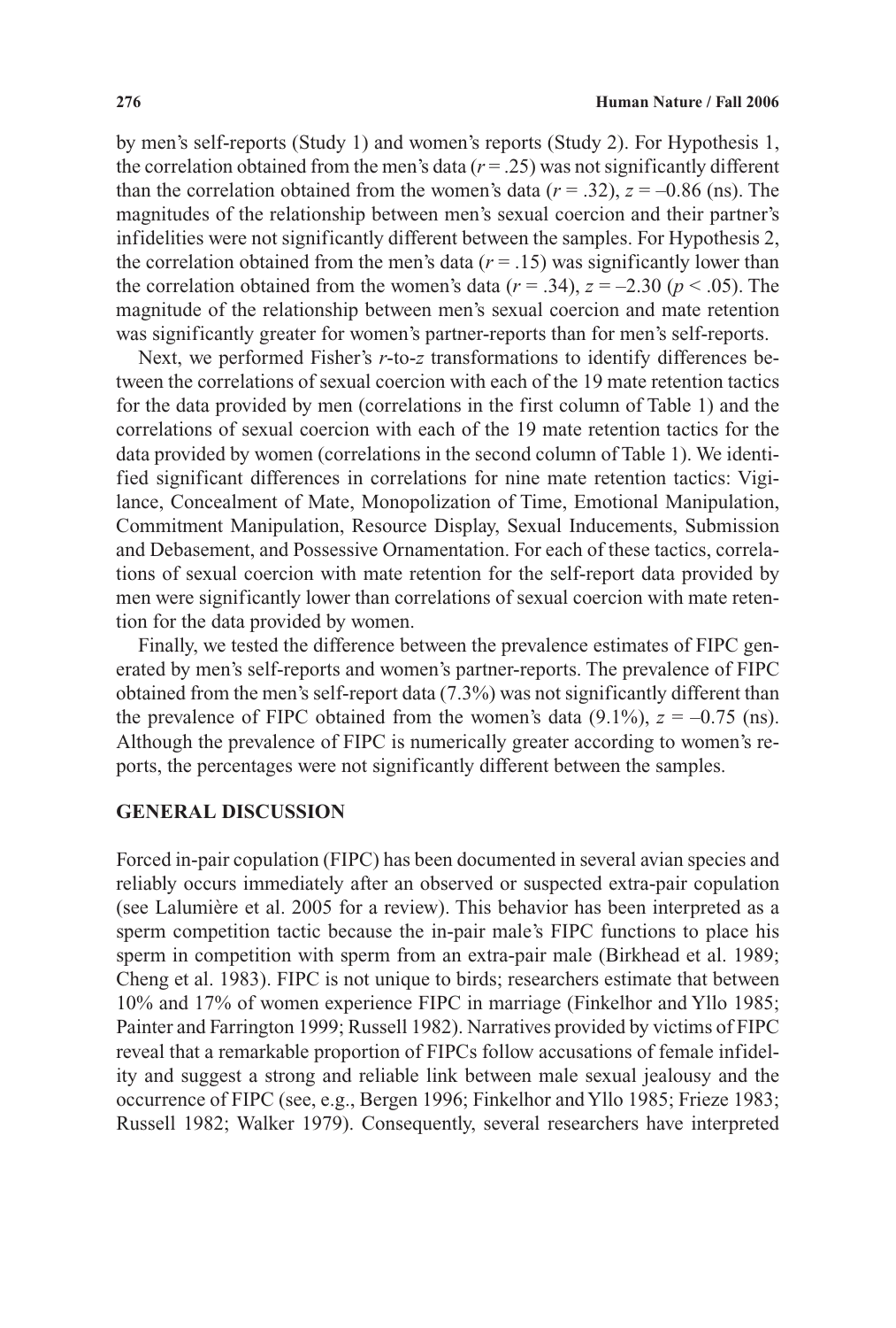by men's self-reports (Study 1) and women's reports (Study 2). For Hypothesis 1, the correlation obtained from the men's data ($r = .25$) was not significantly different than the correlation obtained from the women's data ($r = .32$), $z = -0.86$ (ns). The magnitudes of the relationship between men's sexual coercion and their partner's infidelities were not significantly different between the samples. For Hypothesis 2, the correlation obtained from the men's data ($r = .15$) was significantly lower than the correlation obtained from the women's data ($r = .34$), $z = -2.30$ ($p < .05$). The magnitude of the relationship between men's sexual coercion and mate retention was significantly greater for women's partner-reports than for men's self-reports.

Next, we performed Fisher's $r$-to-$z$ transformations to identify differences between the correlations of sexual coercion with each of the 19 mate retention tactics for the data provided by men (correlations in the first column of Table 1) and the correlations of sexual coercion with each of the 19 mate retention tactics for the data provided by women (correlations in the second column of Table 1). We identified significant differences in correlations for nine mate retention tactics: Vigilance, Concealment of Mate, Monopolization of Time, Emotional Manipulation, Commitment Manipulation, Resource Display, Sexual Inducements, Submission and Debasement, and Possessive Ornamentation. For each of these tactics, correlations of sexual coercion with mate retention for the self-report data provided by men were significantly lower than correlations of sexual coercion with mate retention for the data provided by women.

Finally, we tested the difference between the prevalence estimates of FIPC generated by men's self-reports and women's partner-reports. The prevalence of FIPC obtained from the men's self-report data (7.3%) was not significantly different than the prevalence of FIPC obtained from the women's data (9.1%), $z = -0.75$ (ns). Although the prevalence of FIPC is numerically greater according to women's reports, the percentages were not significantly different between the samples.

## GENERAL DISCUSSION

Forced in-pair copulation (FIPC) has been documented in several avian species and reliably occurs immediately after an observed or suspected extra-pair copulation (see Lalumière et al. 2005 for a review). This behavior has been interpreted as a sperm competition tactic because the in-pair male's FIPC functions to place his sperm in competition with sperm from an extra-pair male (Birkhead et al. 1989; Cheng et al. 1983). FIPC is not unique to birds; researchers estimate that between 10% and 17% of women experience FIPC in marriage (Finkelhor and Yllo 1985; Painter and Farrington 1999; Russell 1982). Narratives provided by victims of FIPC reveal that a remarkable proportion of FIPCs follow accusations of female infidelity and suggest a strong and reliable link between male sexual jealousy and the occurrence of FIPC (see, e.g., Bergen 1996; Finkelhor and Yllo 1985; Frieze 1983; Russell 1982; Walker 1979). Consequently, several researchers have interpreted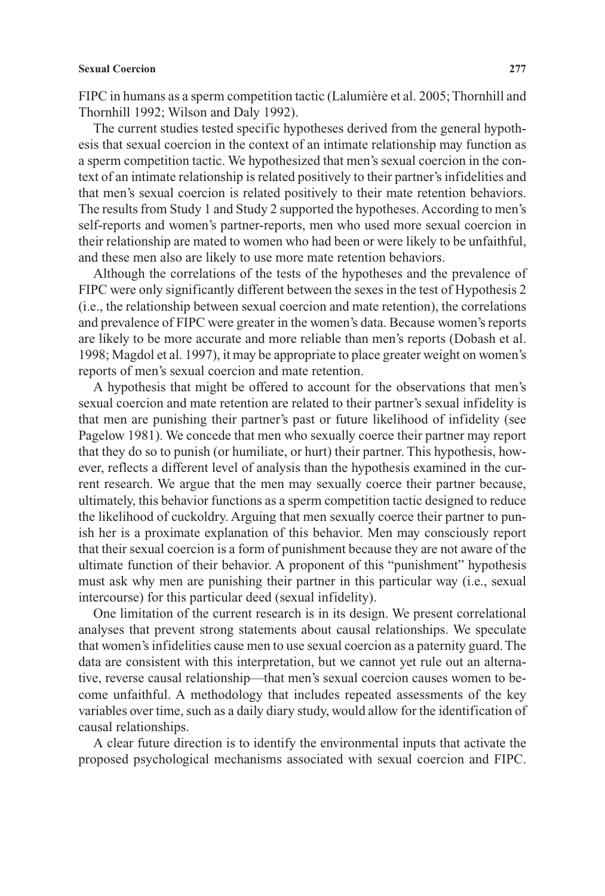FIPC in humans as a sperm competition tactic (Lalumière et al. 2005; Thornhill and Thornhill 1992; Wilson and Daly 1992).

The current studies tested specific hypotheses derived from the general hypothesis that sexual coercion in the context of an intimate relationship may function as a sperm competition tactic. We hypothesized that men's sexual coercion in the context of an intimate relationship is related positively to their partner's infidelities and that men's sexual coercion is related positively to their mate retention behaviors. The results from Study 1 and Study 2 supported the hypotheses. According to men's self-reports and women's partner-reports, men who used more sexual coercion in their relationship are mated to women who had been or were likely to be unfaithful, and these men also are likely to use more mate retention behaviors.

Although the correlations of the tests of the hypotheses and the prevalence of FIPC were only significantly different between the sexes in the test of Hypothesis 2 (i.e., the relationship between sexual coercion and mate retention), the correlations and prevalence of FIPC were greater in the women's data. Because women's reports are likely to be more accurate and more reliable than men's reports (Dobash et al. 1998; Magdol et al. 1997), it may be appropriate to place greater weight on women's reports of men's sexual coercion and mate retention.

A hypothesis that might be offered to account for the observations that men's sexual coercion and mate retention are related to their partner's sexual infidelity is that men are punishing their partner's past or future likelihood of infidelity (see Pagelow 1981). We concede that men who sexually coerce their partner may report that they do so to punish (or humiliate, or hurt) their partner. This hypothesis, however, reflects a different level of analysis than the hypothesis examined in the current research. We argue that the men may sexually coerce their partner because, ultimately, this behavior functions as a sperm competition tactic designed to reduce the likelihood of cuckoldry. Arguing that men sexually coerce their partner to punish her is a proximate explanation of this behavior. Men may consciously report that their sexual coercion is a form of punishment because they are not aware of the ultimate function of their behavior. A proponent of this "punishment" hypothesis must ask why men are punishing their partner in this particular way (i.e., sexual intercourse) for this particular deed (sexual infidelity).

One limitation of the current research is in its design. We present correlational analyses that prevent strong statements about causal relationships. We speculate that women's infidelities cause men to use sexual coercion as a paternity guard. The data are consistent with this interpretation, but we cannot yet rule out an alternative, reverse causal relationship—that men's sexual coercion causes women to become unfaithful. A methodology that includes repeated assessments of the key variables over time, such as a daily diary study, would allow for the identification of causal relationships.

A clear future direction is to identify the environmental inputs that activate the proposed psychological mechanisms associated with sexual coercion and FIPC.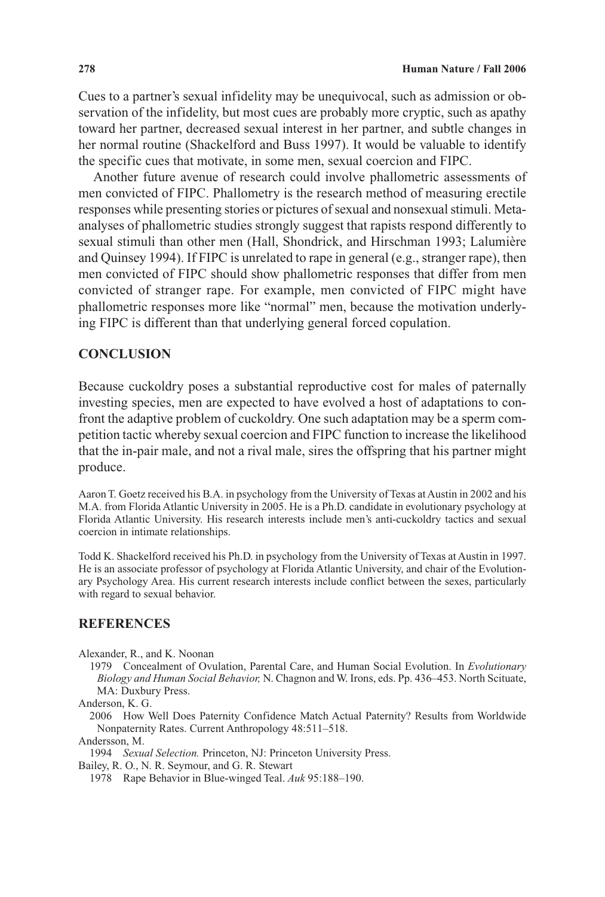Cues to a partner's sexual infidelity may be unequivocal, such as admission or observation of the infidelity, but most cues are probably more cryptic, such as apathy toward her partner, decreased sexual interest in her partner, and subtle changes in her normal routine (Shackelford and Buss 1997). It would be valuable to identify the specific cues that motivate, in some men, sexual coercion and FIPC.

Another future avenue of research could involve phallometric assessments of men convicted of FIPC. Phallometry is the research method of measuring erectile responses while presenting stories or pictures of sexual and nonsexual stimuli. Meta-analyses of phallometric studies strongly suggest that rapists respond differently to sexual stimuli than other men (Hall, Shondrick, and Hirschman 1993; Lalumière and Quinsey 1994). If FIPC is unrelated to rape in general (e.g., stranger rape), then men convicted of FIPC should show phallometric responses that differ from men convicted of stranger rape. For example, men convicted of FIPC might have phallometric responses more like "normal" men, because the motivation underlying FIPC is different than that underlying general forced copulation.

## CONCLUSION

Because cuckoldry poses a substantial reproductive cost for males of paternally investing species, men are expected to have evolved a host of adaptations to confront the adaptive problem of cuckoldry. One such adaptation may be a sperm competition tactic whereby sexual coercion and FIPC function to increase the likelihood that the in-pair male, and not a rival male, sires the offspring that his partner might produce.

Aaron T. Goetz received his B.A. in psychology from the University of Texas at Austin in 2002 and his M.A. from Florida Atlantic University in 2005. He is a Ph.D. candidate in evolutionary psychology at Florida Atlantic University. His research interests include men's anti-cuckoldry tactics and sexual coercion in intimate relationships.

Todd K. Shackelford received his Ph.D. in psychology from the University of Texas at Austin in 1997. He is an associate professor of psychology at Florida Atlantic University, and chair of the Evolutionary Psychology Area. His current research interests include conflict between the sexes, particularly with regard to sexual behavior.

## REFERENCES

Alexander, R., and K. Noonan

1979 Concealment of Ovulation, Parental Care, and Human Social Evolution. In *Evolutionary Biology and Human Social Behavior,* N. Chagnon and W. Irons, eds. Pp. 436–453. North Scituate, MA: Duxbury Press.

Anderson, K. G.

2006 How Well Does Paternity Confidence Match Actual Paternity? Results from Worldwide Nonpaternity Rates. Current Anthropology 48:511–518.

Andersson, M.

1994 *Sexual Selection.* Princeton, NJ: Princeton University Press.

Bailey, R. O., N. R. Seymour, and G. R. Stewart

1978 Rape Behavior in Blue-winged Teal. *Auk* 95:188–190.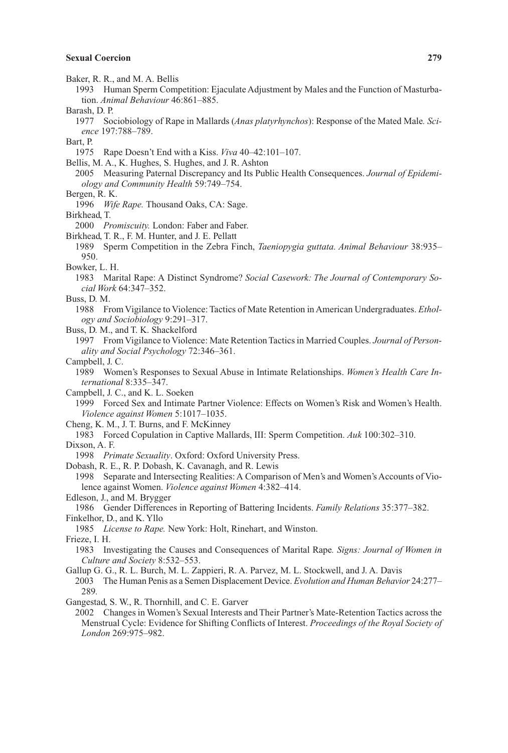Baker, R. R., and M. A. Bellis

1993 Human Sperm Competition: Ejaculate Adjustment by Males and the Function of Masturbation. *Animal Behaviour* 46:861–885.

Barash, D. P.

1977 Sociobiology of Rape in Mallards (*Anas platyrhynchos*): Response of the Mated Male. *Science* 197:788–789.

Bart, P.

1975 Rape Doesn't End with a Kiss. *Viva* 40–42:101–107.

Bellis, M. A., K. Hughes, S. Hughes, and J. R. Ashton

2005 Measuring Paternal Discrepancy and Its Public Health Consequences. *Journal of Epidemiology and Community Health* 59:749–754.

Bergen, R. K.

1996 *Wife Rape.* Thousand Oaks, CA: Sage.

Birkhead, T.

2000 *Promiscuity.* London: Faber and Faber.

Birkhead, T. R., F. M. Hunter, and J. E. Pellatt

1989 Sperm Competition in the Zebra Finch, *Taeniopygia guttata. Animal Behaviour* 38:935–950.

Bowker, L. H.

1983 Marital Rape: A Distinct Syndrome? *Social Casework: The Journal of Contemporary Social Work* 64:347–352.

Buss, D. M.

1988 From Vigilance to Violence: Tactics of Mate Retention in American Undergraduates. *Ethology and Sociobiology* 9:291–317.

Buss, D. M., and T. K. Shackelford

1997 From Vigilance to Violence: Mate Retention Tactics in Married Couples. *Journal of Personality and Social Psychology* 72:346–361.

Campbell, J. C.

1989 Women's Responses to Sexual Abuse in Intimate Relationships. *Women's Health Care International* 8:335–347.

Campbell, J. C., and K. L. Soeken

1999 Forced Sex and Intimate Partner Violence: Effects on Women's Risk and Women's Health. *Violence against Women* 5:1017–1035.

Cheng, K. M., J. T. Burns, and F. McKinney

1983 Forced Copulation in Captive Mallards, III: Sperm Competition. *Auk* 100:302–310.

Dixson, A. F.

1998 *Primate Sexuality*. Oxford: Oxford University Press.

Dobash, R. E., R. P. Dobash, K. Cavanagh, and R. Lewis

1998 Separate and Intersecting Realities: A Comparison of Men's and Women's Accounts of Violence against Women. *Violence against Women* 4:382–414.

Edleson, J., and M. Brygger

1986 Gender Differences in Reporting of Battering Incidents. *Family Relations* 35:377–382.

Finkelhor, D., and K. Yllo

1985 *License to Rape.* New York: Holt, Rinehart, and Winston.

Frieze, I. H.

1983 Investigating the Causes and Consequences of Marital Rape*. Signs: Journal of Women in Culture and Society* 8:532–553.

Gallup G. G., R. L. Burch, M. L. Zappieri, R. A. Parvez, M. L. Stockwell, and J. A. Davis

2003 The Human Penis as a Semen Displacement Device. *Evolution and Human Behavior* 24:277–289*.*

Gangestad, S. W., R. Thornhill, and C. E. Garver

2002 Changes in Women's Sexual Interests and Their Partner's Mate-Retention Tactics across the Menstrual Cycle: Evidence for Shifting Conflicts of Interest. *Proceedings of the Royal Society of London* 269:975–982.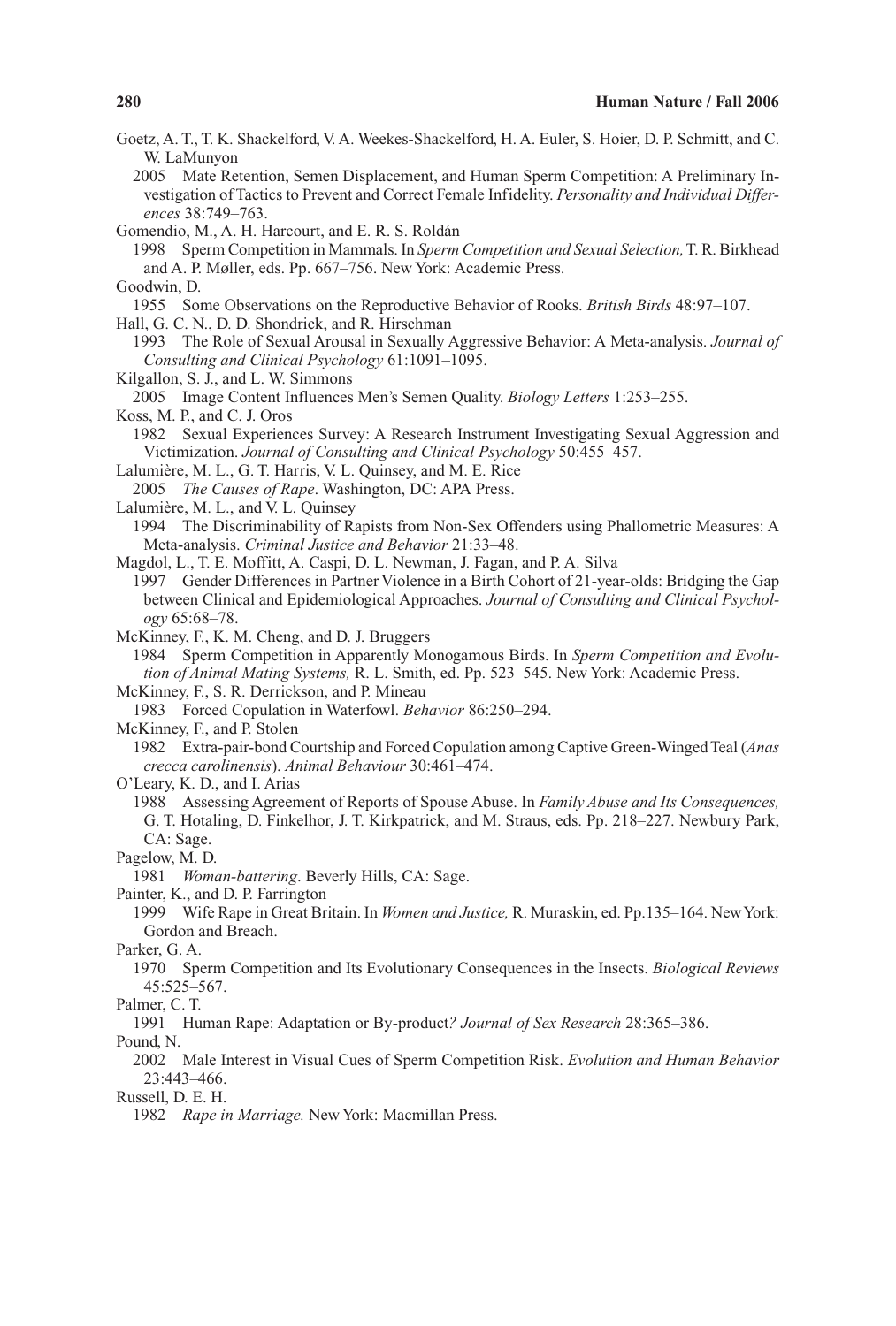Goetz, A. T., T. K. Shackelford, V. A. Weekes-Shackelford, H. A. Euler, S. Hoier, D. P. Schmitt, and C. W. LaMunyon

2005 Mate Retention, Semen Displacement, and Human Sperm Competition: A Preliminary Investigation of Tactics to Prevent and Correct Female Infidelity. *Personality and Individual Differences* 38:749–763.

Gomendio, M., A. H. Harcourt, and E. R. S. Roldán

1998 Sperm Competition in Mammals. In *Sperm Competition and Sexual Selection,* T. R. Birkhead and A. P. Møller, eds. Pp. 667–756. New York: Academic Press.

Goodwin, D.

1955 Some Observations on the Reproductive Behavior of Rooks. *British Birds* 48:97–107.

Hall, G. C. N., D. D. Shondrick, and R. Hirschman

1993 The Role of Sexual Arousal in Sexually Aggressive Behavior: A Meta-analysis. *Journal of Consulting and Clinical Psychology* 61:1091–1095.

Kilgallon, S. J., and L. W. Simmons

2005 Image Content Influences Men's Semen Quality. *Biology Letters* 1:253–255.

Koss, M. P., and C. J. Oros

1982 Sexual Experiences Survey: A Research Instrument Investigating Sexual Aggression and Victimization. *Journal of Consulting and Clinical Psychology* 50:455–457.

Lalumière, M. L., G. T. Harris, V. L. Quinsey, and M. E. Rice

2005 *The Causes of Rape*. Washington, DC: APA Press.

Lalumière, M. L., and V. L. Quinsey

1994 The Discriminability of Rapists from Non-Sex Offenders using Phallometric Measures: A Meta-analysis. *Criminal Justice and Behavior* 21:33–48.

Magdol, L., T. E. Moffitt, A. Caspi, D. L. Newman, J. Fagan, and P. A. Silva

1997 Gender Differences in Partner Violence in a Birth Cohort of 21-year-olds: Bridging the Gap between Clinical and Epidemiological Approaches. *Journal of Consulting and Clinical Psychology* 65:68–78.

McKinney, F., K. M. Cheng, and D. J. Bruggers

1984 Sperm Competition in Apparently Monogamous Birds. In *Sperm Competition and Evolution of Animal Mating Systems,* R. L. Smith, ed. Pp. 523–545. New York: Academic Press.

McKinney, F., S. R. Derrickson, and P. Mineau

1983 Forced Copulation in Waterfowl. *Behavior* 86:250–294.

McKinney, F., and P. Stolen

1982 Extra-pair-bond Courtship and Forced Copulation among Captive Green-Winged Teal (*Anas crecca carolinensis*). *Animal Behaviour* 30:461–474.

O'Leary, K. D., and I. Arias

1988 Assessing Agreement of Reports of Spouse Abuse. In *Family Abuse and Its Consequences,* G. T. Hotaling, D. Finkelhor, J. T. Kirkpatrick, and M. Straus, eds. Pp. 218–227. Newbury Park, CA: Sage.

Pagelow, M. D.

1981 *Woman-battering*. Beverly Hills, CA: Sage.

Painter, K., and D. P. Farrington

1999 Wife Rape in Great Britain. In *Women and Justice,* R. Muraskin, ed. Pp.135–164. New York: Gordon and Breach.

Parker, G. A.

1970 Sperm Competition and Its Evolutionary Consequences in the Insects. *Biological Reviews* 45:525–567.

Palmer, C. T.

1991 Human Rape: Adaptation or By-product*? Journal of Sex Research* 28:365–386.

Pound, N.

2002 Male Interest in Visual Cues of Sperm Competition Risk. *Evolution and Human Behavior* 23:443–466.

Russell, D. E. H.

1982 *Rape in Marriage.* New York: Macmillan Press.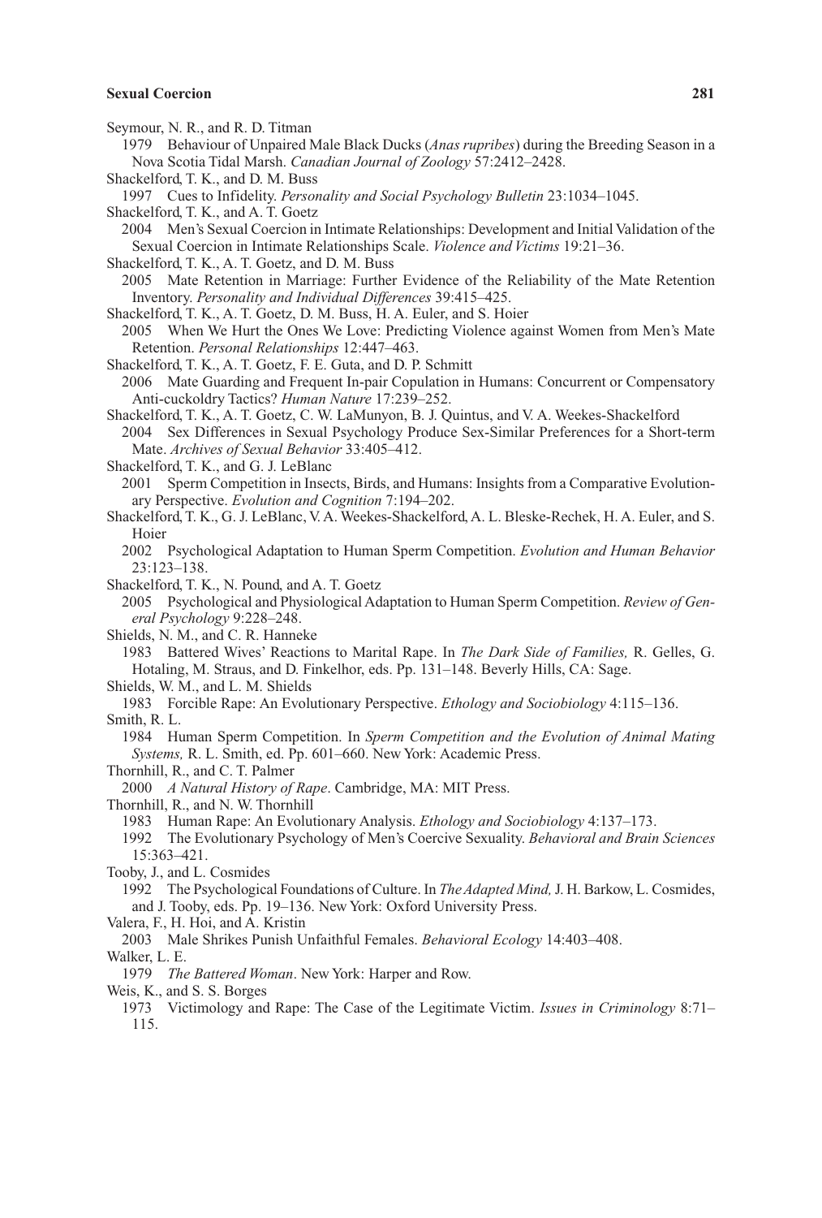Seymour, N. R., and R. D. Titman

1979 Behaviour of Unpaired Male Black Ducks (*Anas rupribes*) during the Breeding Season in a Nova Scotia Tidal Marsh. *Canadian Journal of Zoology* 57:2412–2428.

Shackelford, T. K., and D. M. Buss

1997 Cues to Infidelity. *Personality and Social Psychology Bulletin* 23:1034–1045.

Shackelford, T. K., and A. T. Goetz

2004 Men's Sexual Coercion in Intimate Relationships: Development and Initial Validation of the Sexual Coercion in Intimate Relationships Scale. *Violence and Victims* 19:21–36.

Shackelford, T. K., A. T. Goetz, and D. M. Buss

2005 Mate Retention in Marriage: Further Evidence of the Reliability of the Mate Retention Inventory. *Personality and Individual Differences* 39:415–425.

Shackelford, T. K., A. T. Goetz, D. M. Buss, H. A. Euler, and S. Hoier

2005 When We Hurt the Ones We Love: Predicting Violence against Women from Men's Mate Retention. *Personal Relationships* 12:447–463.

Shackelford, T. K., A. T. Goetz, F. E. Guta, and D. P. Schmitt

2006 Mate Guarding and Frequent In-pair Copulation in Humans: Concurrent or Compensatory Anti-cuckoldry Tactics? *Human Nature* 17:239–252.

Shackelford, T. K., A. T. Goetz, C. W. LaMunyon, B. J. Quintus, and V. A. Weekes-Shackelford

2004 Sex Differences in Sexual Psychology Produce Sex-Similar Preferences for a Short-term Mate. *Archives of Sexual Behavior* 33:405–412.

Shackelford, T. K., and G. J. LeBlanc

2001 Sperm Competition in Insects, Birds, and Humans: Insights from a Comparative Evolutionary Perspective. *Evolution and Cognition* 7:194–202.

Shackelford, T. K., G. J. LeBlanc, V. A. Weekes-Shackelford, A. L. Bleske-Rechek, H. A. Euler, and S. Hoier

2002 Psychological Adaptation to Human Sperm Competition. *Evolution and Human Behavior* 23:123–138.

Shackelford, T. K., N. Pound, and A. T. Goetz

2005 Psychological and Physiological Adaptation to Human Sperm Competition. *Review of General Psychology* 9:228–248.

Shields, N. M., and C. R. Hanneke

1983 Battered Wives' Reactions to Marital Rape. In *The Dark Side of Families,* R. Gelles, G. Hotaling, M. Straus, and D. Finkelhor, eds. Pp. 131–148. Beverly Hills, CA: Sage.

Shields, W. M., and L. M. Shields

1983 Forcible Rape: An Evolutionary Perspective. *Ethology and Sociobiology* 4:115–136.

Smith, R. L.

1984 Human Sperm Competition. In *Sperm Competition and the Evolution of Animal Mating Systems,* R. L. Smith, ed. Pp. 601–660. New York: Academic Press.

Thornhill, R., and C. T. Palmer

2000 *A Natural History of Rape*. Cambridge, MA: MIT Press.

Thornhill, R., and N. W. Thornhill

1983 Human Rape: An Evolutionary Analysis. *Ethology and Sociobiology* 4:137–173.

1992 The Evolutionary Psychology of Men's Coercive Sexuality. *Behavioral and Brain Sciences* 15:363–421.

Tooby, J., and L. Cosmides

1992 The Psychological Foundations of Culture. In *The Adapted Mind,* J. H. Barkow, L. Cosmides, and J. Tooby, eds. Pp. 19–136. New York: Oxford University Press.

Valera, F., H. Hoi, and A. Kristin

2003 Male Shrikes Punish Unfaithful Females. *Behavioral Ecology* 14:403–408.

Walker, L. E.

1979 *The Battered Woman*. New York: Harper and Row.

Weis, K., and S. S. Borges

1973 Victimology and Rape: The Case of the Legitimate Victim. *Issues in Criminology* 8:71–115.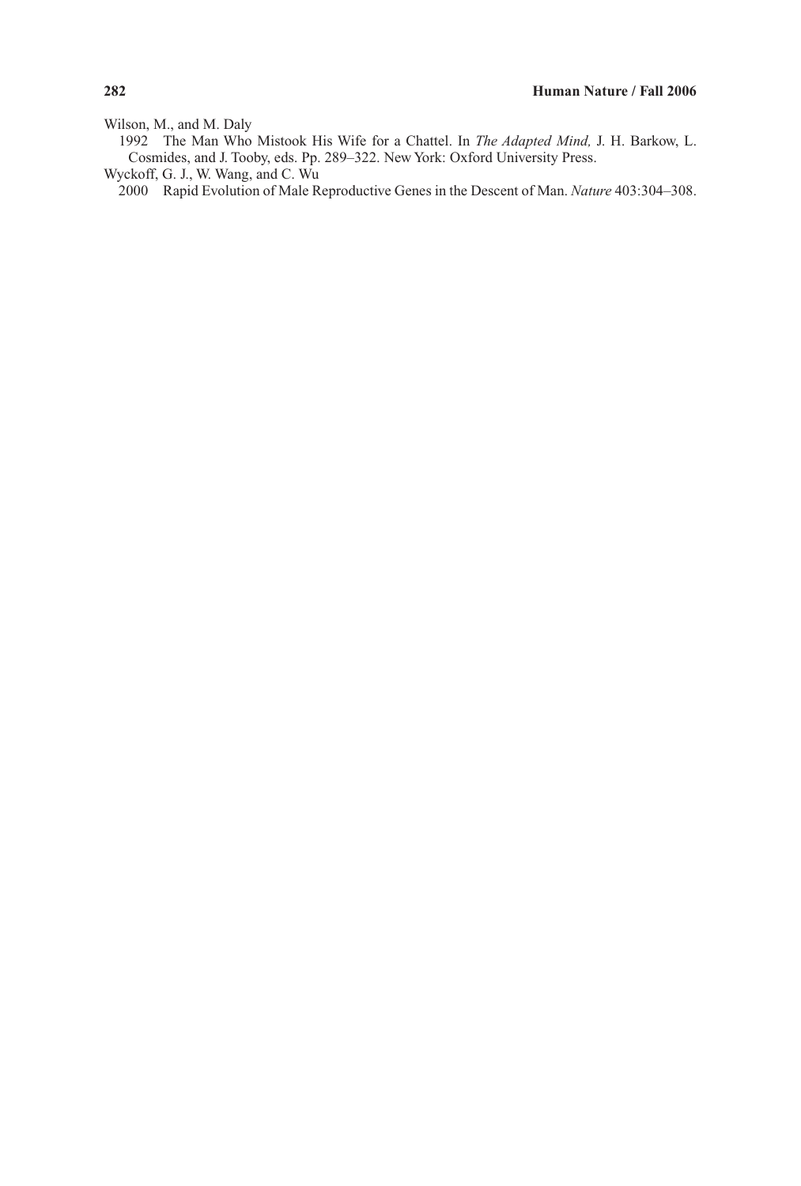Wilson, M., and M. Daly

1992 The Man Who Mistook His Wife for a Chattel. In *The Adapted Mind,* J. H. Barkow, L. Cosmides, and J. Tooby, eds. Pp. 289–322. New York: Oxford University Press.

Wyckoff, G. J., W. Wang, and C. Wu

2000 Rapid Evolution of Male Reproductive Genes in the Descent of Man. *Nature* 403:304–308.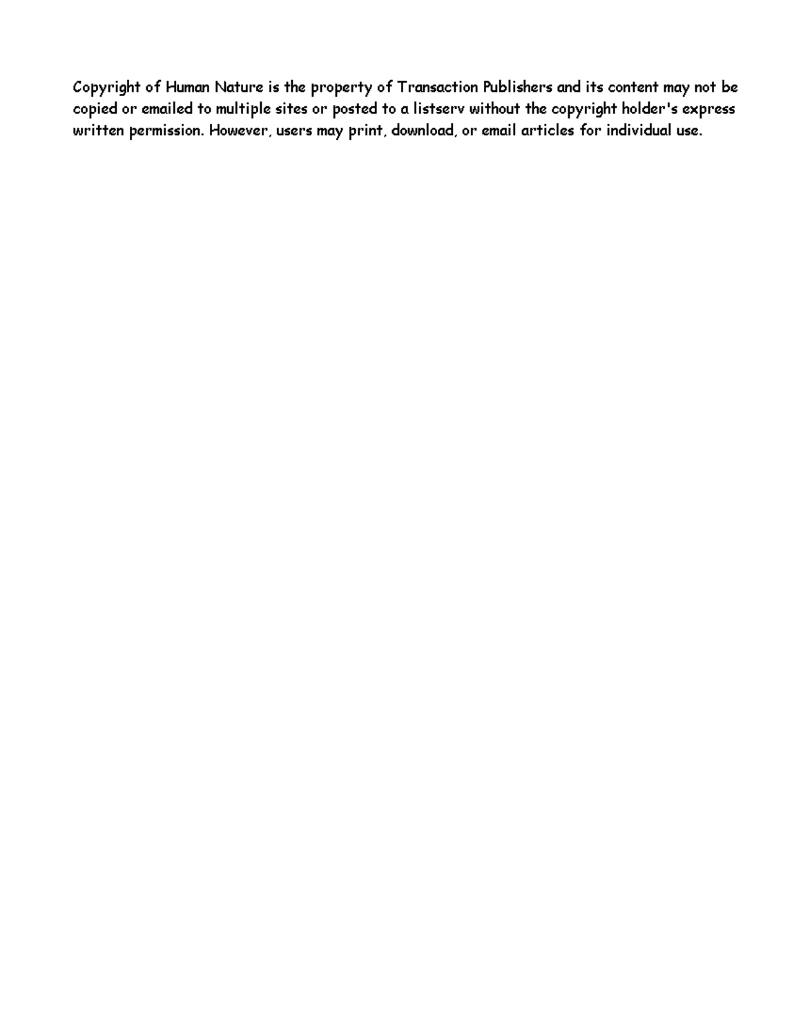Copyright of Human Nature is the property of Transaction Publishers and its content may not be copied or emailed to multiple sites or posted to a listserv without the copyright holder's express written permission. However, users may print, download, or email articles for individual use.